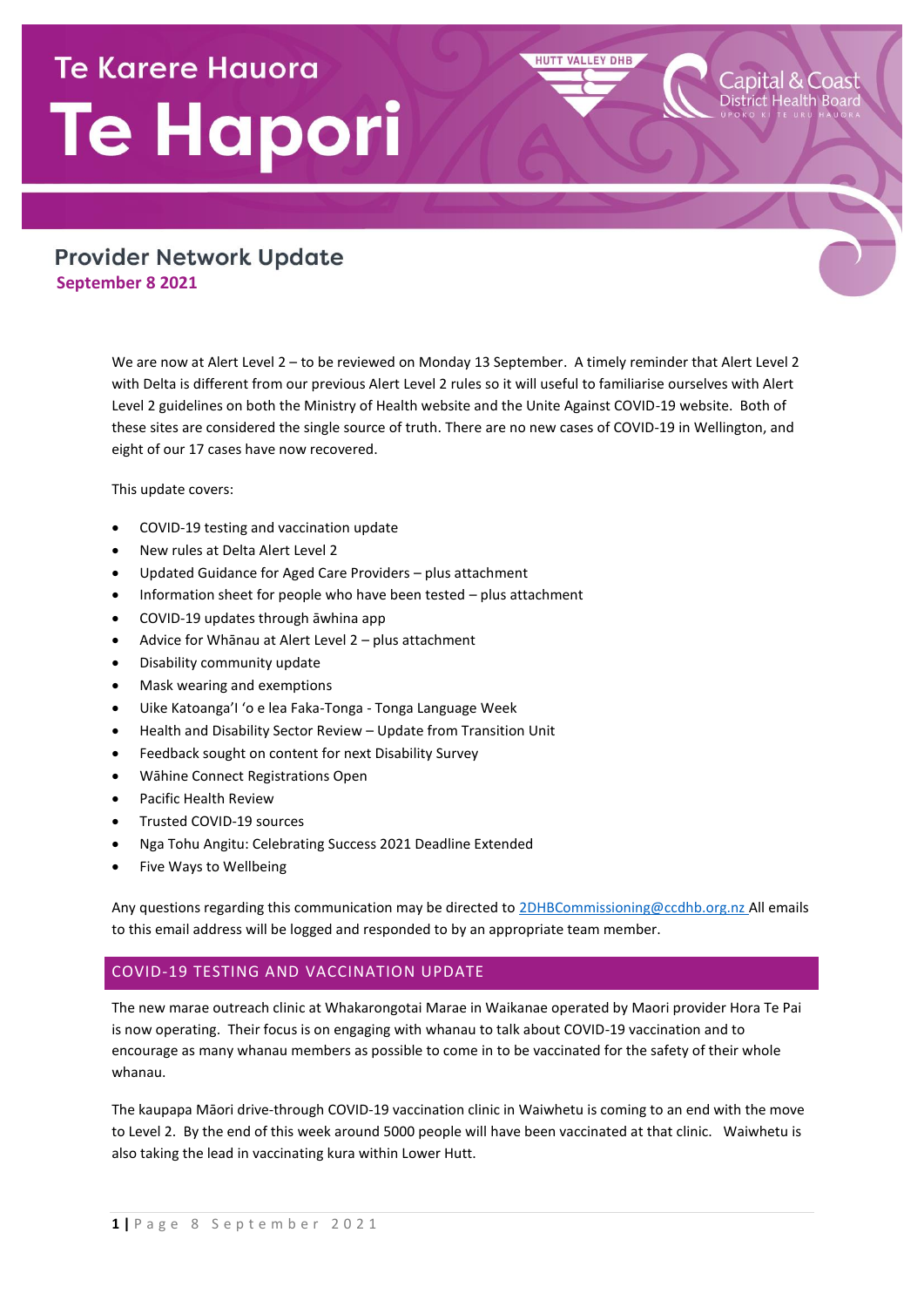# Te Karere Hauora Te Hapori

Hutt Valley DHB | Capital & Coast District Health Board — Upoko ki te Uru Hauora

## Provider Network Update

**September 8 2021**

We are now at Alert Level 2 – to be reviewed on Monday 13 September. A timely reminder that Alert Level 2 with Delta is different from our previous Alert Level 2 rules so it will useful to familiarise ourselves with Alert Level 2 guidelines on both the Ministry of Health website and the Unite Against COVID-19 website. Both of these sites are considered the single source of truth. There are no new cases of COVID-19 in Wellington, and eight of our 17 cases have now recovered.

This update covers:

- COVID-19 testing and vaccination update
- New rules at Delta Alert Level 2
- Updated Guidance for Aged Care Providers – plus attachment
- Information sheet for people who have been tested – plus attachment
- COVID-19 updates through āwhina app
- Advice for Whānau at Alert Level 2 – plus attachment
- Disability community update
- Mask wearing and exemptions
- Uike Katoanga'I 'o e lea Faka-Tonga - Tonga Language Week
- Health and Disability Sector Review – Update from Transition Unit
- Feedback sought on content for next Disability Survey
- Wāhine Connect Registrations Open
- Pacific Health Review
- Trusted COVID-19 sources
- Nga Tohu Angitu: Celebrating Success 2021 Deadline Extended
- Five Ways to Wellbeing

Any questions regarding this communication may be directed to 2DHBCommissioning@ccdhb.org.nz All emails to this email address will be logged and responded to by an appropriate team member.

## COVID-19 TESTING AND VACCINATION UPDATE

The new marae outreach clinic at Whakarongotai Marae in Waikanae operated by Maori provider Hora Te Pai is now operating. Their focus is on engaging with whanau to talk about COVID-19 vaccination and to encourage as many whanau members as possible to come in to be vaccinated for the safety of their whole whanau.

The kaupapa Māori drive-through COVID-19 vaccination clinic in Waiwhetu is coming to an end with the move to Level 2. By the end of this week around 5000 people will have been vaccinated at that clinic. Waiwhetu is also taking the lead in vaccinating kura within Lower Hutt.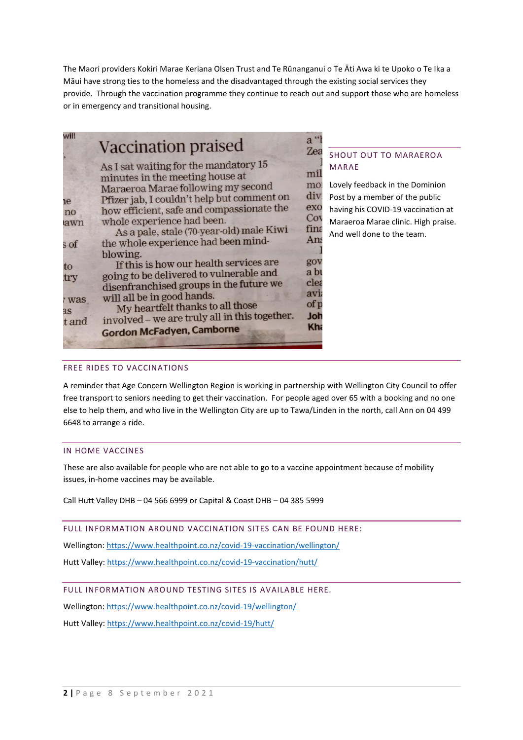The Maori providers Kokiri Marae Keriana Olsen Trust and Te Rūnanganui o Te Āti Awa ki te Upoko o Te Ika a Māui have strong ties to the homeless and the disadvantaged through the existing social services they provide. Through the vaccination programme they continue to reach out and support those who are homeless or in emergency and transitional housing.

## Vaccination praised

As I sat waiting for the mandatory 15 minutes in the meeting house at Maraeroa Marae following my second Pfizer jab, I couldn't help but comment on how efficient, safe and compassionate the whole experience had been.

As a pale, stale (70-year-old) male Kiwi the whole experience had been mind-blowing.

If this is how our health services are going to be delivered to vulnerable and disenfranchised groups in the future we will all be in good hands.

My heartfelt thanks to all those involved – we are truly all in this together.

**Gordon McFadyen, Camborne**

### SHOUT OUT TO MARAEROA MARAE

Lovely feedback in the Dominion Post by a member of the public having his COVID-19 vaccination at Maraeroa Marae clinic. High praise. And well done to the team.

### FREE RIDES TO VACCINATIONS

A reminder that Age Concern Wellington Region is working in partnership with Wellington City Council to offer free transport to seniors needing to get their vaccination. For people aged over 65 with a booking and no one else to help them, and who live in the Wellington City are up to Tawa/Linden in the north, call Ann on 04 499 6648 to arrange a ride.

### IN HOME VACCINES

These are also available for people who are not able to go to a vaccine appointment because of mobility issues, in-home vaccines may be available.

Call Hutt Valley DHB – 04 566 6999 or Capital & Coast DHB – 04 385 5999

### FULL INFORMATION AROUND VACCINATION SITES CAN BE FOUND HERE:

Wellington: https://www.healthpoint.co.nz/covid-19-vaccination/wellington/

Hutt Valley: https://www.healthpoint.co.nz/covid-19-vaccination/hutt/

### FULL INFORMATION AROUND TESTING SITES IS AVAILABLE HERE.

Wellington: https://www.healthpoint.co.nz/covid-19/wellington/

Hutt Valley: https://www.healthpoint.co.nz/covid-19/hutt/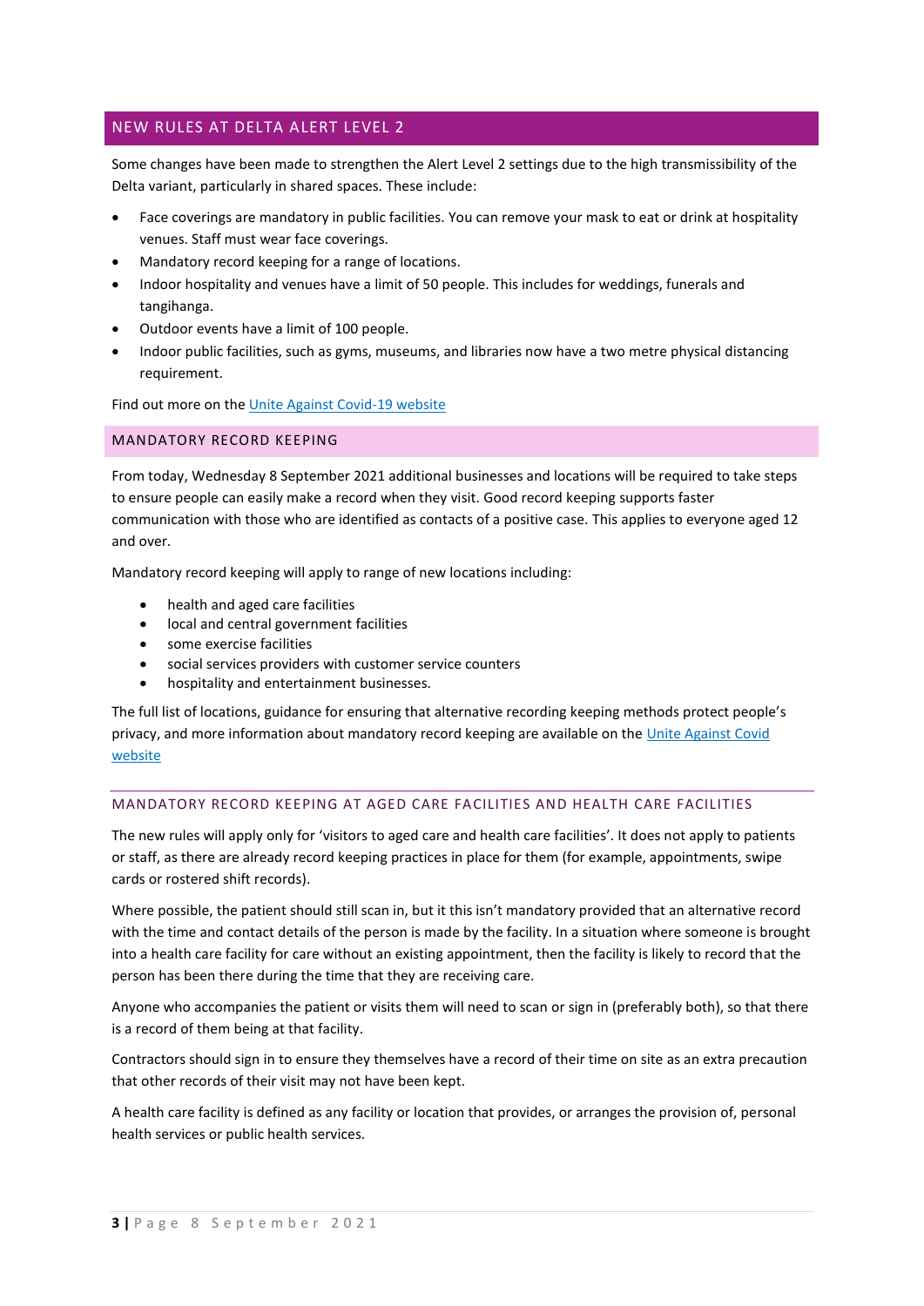## NEW RULES AT DELTA ALERT LEVEL 2

Some changes have been made to strengthen the Alert Level 2 settings due to the high transmissibility of the Delta variant, particularly in shared spaces. These include:

- Face coverings are mandatory in public facilities. You can remove your mask to eat or drink at hospitality venues. Staff must wear face coverings.
- Mandatory record keeping for a range of locations.
- Indoor hospitality and venues have a limit of 50 people. This includes for weddings, funerals and tangihanga.
- Outdoor events have a limit of 100 people.
- Indoor public facilities, such as gyms, museums, and libraries now have a two metre physical distancing requirement.

Find out more on the [Unite Against Covid-19 website]

### MANDATORY RECORD KEEPING

From today, Wednesday 8 September 2021 additional businesses and locations will be required to take steps to ensure people can easily make a record when they visit. Good record keeping supports faster communication with those who are identified as contacts of a positive case. This applies to everyone aged 12 and over.

Mandatory record keeping will apply to range of new locations including:

- health and aged care facilities
- local and central government facilities
- some exercise facilities
- social services providers with customer service counters
- hospitality and entertainment businesses.

The full list of locations, guidance for ensuring that alternative recording keeping methods protect people's privacy, and more information about mandatory record keeping are available on the [Unite Against Covid website]

#### MANDATORY RECORD KEEPING AT AGED CARE FACILITIES AND HEALTH CARE FACILITIES

The new rules will apply only for 'visitors to aged care and health care facilities'. It does not apply to patients or staff, as there are already record keeping practices in place for them (for example, appointments, swipe cards or rostered shift records).

Where possible, the patient should still scan in, but it this isn't mandatory provided that an alternative record with the time and contact details of the person is made by the facility. In a situation where someone is brought into a health care facility for care without an existing appointment, then the facility is likely to record that the person has been there during the time that they are receiving care.

Anyone who accompanies the patient or visits them will need to scan or sign in (preferably both), so that there is a record of them being at that facility.

Contractors should sign in to ensure they themselves have a record of their time on site as an extra precaution that other records of their visit may not have been kept.

A health care facility is defined as any facility or location that provides, or arranges the provision of, personal health services or public health services.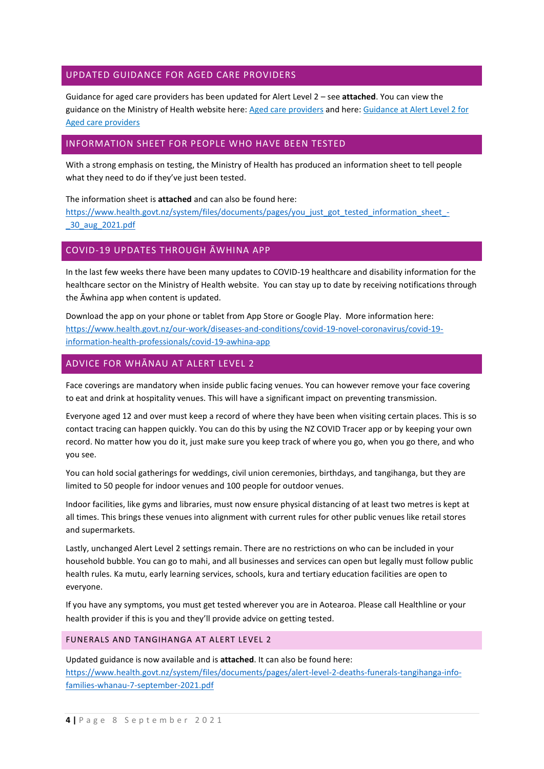## UPDATED GUIDANCE FOR AGED CARE PROVIDERS

Guidance for aged care providers has been updated for Alert Level 2 – see **attached**. You can view the guidance on the Ministry of Health website here: [Aged care providers]() and here: [Guidance at Alert Level 2 for Aged care providers]()

## INFORMATION SHEET FOR PEOPLE WHO HAVE BEEN TESTED

With a strong emphasis on testing, the Ministry of Health has produced an information sheet to tell people what they need to do if they've just been tested.

The information sheet is **attached** and can also be found here: https://www.health.govt.nz/system/files/documents/pages/you_just_got_tested_information_sheet_-_30_aug_2021.pdf

## COVID-19 UPDATES THROUGH ĀWHINA APP

In the last few weeks there have been many updates to COVID-19 healthcare and disability information for the healthcare sector on the Ministry of Health website. You can stay up to date by receiving notifications through the Āwhina app when content is updated.

Download the app on your phone or tablet from App Store or Google Play. More information here: https://www.health.govt.nz/our-work/diseases-and-conditions/covid-19-novel-coronavirus/covid-19-information-health-professionals/covid-19-awhina-app

## ADVICE FOR WHĀNAU AT ALERT LEVEL 2

Face coverings are mandatory when inside public facing venues. You can however remove your face covering to eat and drink at hospitality venues. This will have a significant impact on preventing transmission.

Everyone aged 12 and over must keep a record of where they have been when visiting certain places. This is so contact tracing can happen quickly. You can do this by using the NZ COVID Tracer app or by keeping your own record. No matter how you do it, just make sure you keep track of where you go, when you go there, and who you see.

You can hold social gatherings for weddings, civil union ceremonies, birthdays, and tangihanga, but they are limited to 50 people for indoor venues and 100 people for outdoor venues.

Indoor facilities, like gyms and libraries, must now ensure physical distancing of at least two metres is kept at all times. This brings these venues into alignment with current rules for other public venues like retail stores and supermarkets.

Lastly, unchanged Alert Level 2 settings remain. There are no restrictions on who can be included in your household bubble. You can go to mahi, and all businesses and services can open but legally must follow public health rules. Ka mutu, early learning services, schools, kura and tertiary education facilities are open to everyone.

If you have any symptoms, you must get tested wherever you are in Aotearoa. Please call Healthline or your health provider if this is you and they'll provide advice on getting tested.

### FUNERALS AND TANGIHANGA AT ALERT LEVEL 2

Updated guidance is now available and is **attached**. It can also be found here: https://www.health.govt.nz/system/files/documents/pages/alert-level-2-deaths-funerals-tangihanga-info-families-whanau-7-september-2021.pdf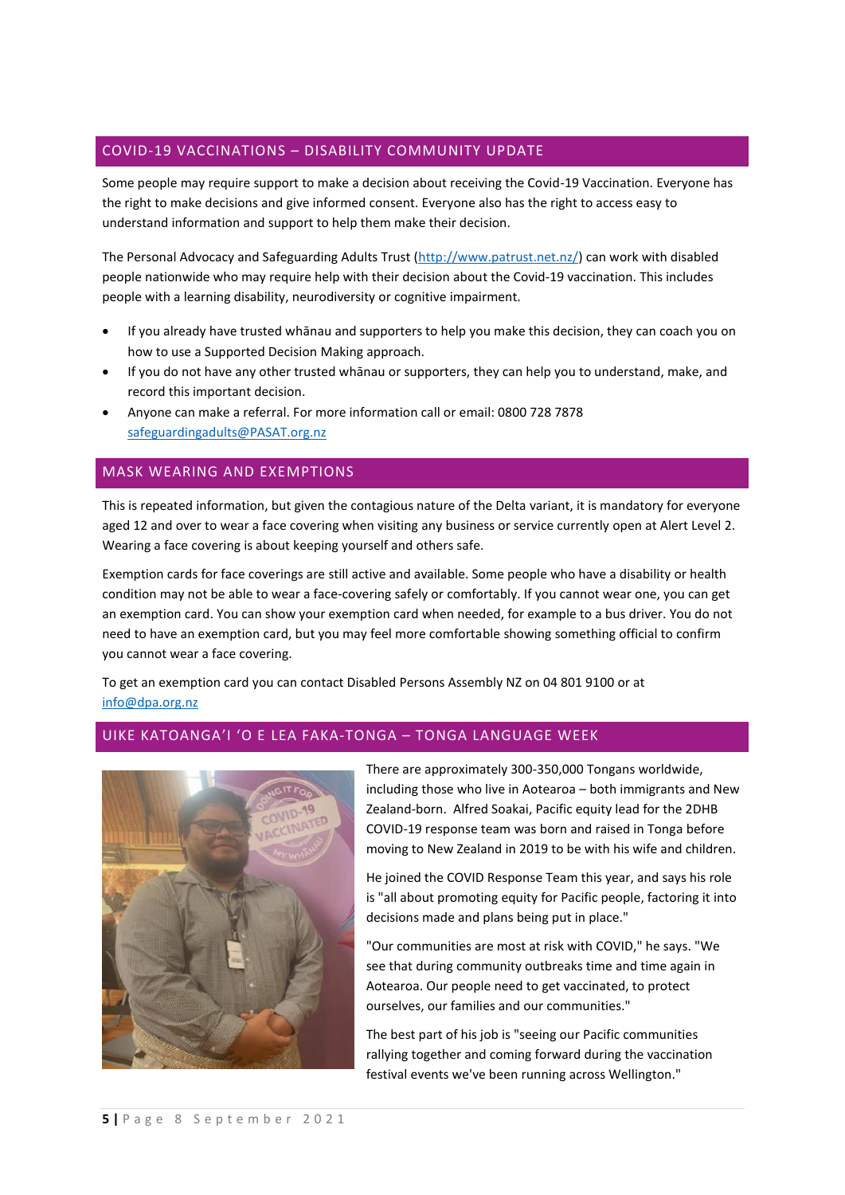## COVID-19 VACCINATIONS – DISABILITY COMMUNITY UPDATE

Some people may require support to make a decision about receiving the Covid-19 Vaccination. Everyone has the right to make decisions and give informed consent. Everyone also has the right to access easy to understand information and support to help them make their decision.

The Personal Advocacy and Safeguarding Adults Trust (http://www.patrust.net.nz/) can work with disabled people nationwide who may require help with their decision about the Covid-19 vaccination. This includes people with a learning disability, neurodiversity or cognitive impairment.

- If you already have trusted whānau and supporters to help you make this decision, they can coach you on how to use a Supported Decision Making approach.
- If you do not have any other trusted whānau or supporters, they can help you to understand, make, and record this important decision.
- Anyone can make a referral. For more information call or email: 0800 728 7878 safeguardingadults@PASAT.org.nz

## MASK WEARING AND EXEMPTIONS

This is repeated information, but given the contagious nature of the Delta variant, it is mandatory for everyone aged 12 and over to wear a face covering when visiting any business or service currently open at Alert Level 2. Wearing a face covering is about keeping yourself and others safe.

Exemption cards for face coverings are still active and available. Some people who have a disability or health condition may not be able to wear a face-covering safely or comfortably. If you cannot wear one, you can get an exemption card. You can show your exemption card when needed, for example to a bus driver. You do not need to have an exemption card, but you may feel more comfortable showing something official to confirm you cannot wear a face covering.

To get an exemption card you can contact Disabled Persons Assembly NZ on 04 801 9100 or at info@dpa.org.nz

## UIKE KATOANGA'I 'O E LEA FAKA-TONGA – TONGA LANGUAGE WEEK

There are approximately 300-350,000 Tongans worldwide, including those who live in Aotearoa – both immigrants and New Zealand-born. Alfred Soakai, Pacific equity lead for the 2DHB COVID-19 response team was born and raised in Tonga before moving to New Zealand in 2019 to be with his wife and children.

He joined the COVID Response Team this year, and says his role is "all about promoting equity for Pacific people, factoring it into decisions made and plans being put in place."

"Our communities are most at risk with COVID," he says. "We see that during community outbreaks time and time again in Aotearoa. Our people need to get vaccinated, to protect ourselves, our families and our communities."

The best part of his job is "seeing our Pacific communities rallying together and coming forward during the vaccination festival events we've been running across Wellington."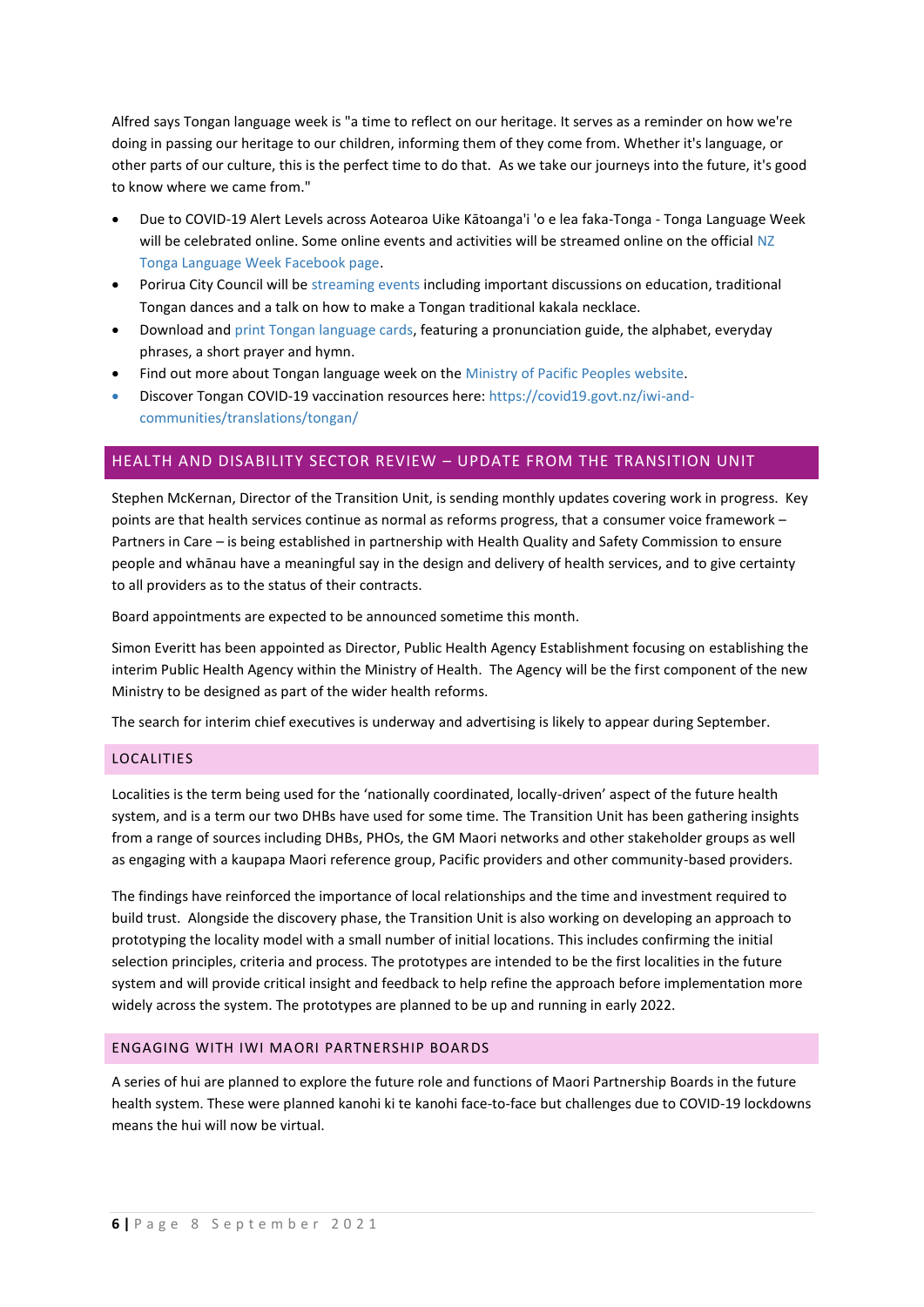Alfred says Tongan language week is "a time to reflect on our heritage. It serves as a reminder on how we're doing in passing our heritage to our children, informing them of they come from. Whether it's language, or other parts of our culture, this is the perfect time to do that. As we take our journeys into the future, it's good to know where we came from."

- Due to COVID-19 Alert Levels across Aotearoa Uike Kātoanga'i 'o e lea faka-Tonga - Tonga Language Week will be celebrated online. Some online events and activities will be streamed online on the official NZ Tonga Language Week Facebook page.
- Porirua City Council will be streaming events including important discussions on education, traditional Tongan dances and a talk on how to make a Tongan traditional kakala necklace.
- Download and print Tongan language cards, featuring a pronunciation guide, the alphabet, everyday phrases, a short prayer and hymn.
- Find out more about Tongan language week on the Ministry of Pacific Peoples website.
- Discover Tongan COVID-19 vaccination resources here: https://covid19.govt.nz/iwi-and-communities/translations/tongan/

## HEALTH AND DISABILITY SECTOR REVIEW – UPDATE FROM THE TRANSITION UNIT

Stephen McKernan, Director of the Transition Unit, is sending monthly updates covering work in progress. Key points are that health services continue as normal as reforms progress, that a consumer voice framework – Partners in Care – is being established in partnership with Health Quality and Safety Commission to ensure people and whānau have a meaningful say in the design and delivery of health services, and to give certainty to all providers as to the status of their contracts.

Board appointments are expected to be announced sometime this month.

Simon Everitt has been appointed as Director, Public Health Agency Establishment focusing on establishing the interim Public Health Agency within the Ministry of Health. The Agency will be the first component of the new Ministry to be designed as part of the wider health reforms.

The search for interim chief executives is underway and advertising is likely to appear during September.

### LOCALITIES

Localities is the term being used for the 'nationally coordinated, locally-driven' aspect of the future health system, and is a term our two DHBs have used for some time. The Transition Unit has been gathering insights from a range of sources including DHBs, PHOs, the GM Maori networks and other stakeholder groups as well as engaging with a kaupapa Maori reference group, Pacific providers and other community-based providers.

The findings have reinforced the importance of local relationships and the time and investment required to build trust. Alongside the discovery phase, the Transition Unit is also working on developing an approach to prototyping the locality model with a small number of initial locations. This includes confirming the initial selection principles, criteria and process. The prototypes are intended to be the first localities in the future system and will provide critical insight and feedback to help refine the approach before implementation more widely across the system. The prototypes are planned to be up and running in early 2022.

### ENGAGING WITH IWI MAORI PARTNERSHIP BOARDS

A series of hui are planned to explore the future role and functions of Maori Partnership Boards in the future health system. These were planned kanohi ki te kanohi face-to-face but challenges due to COVID-19 lockdowns means the hui will now be virtual.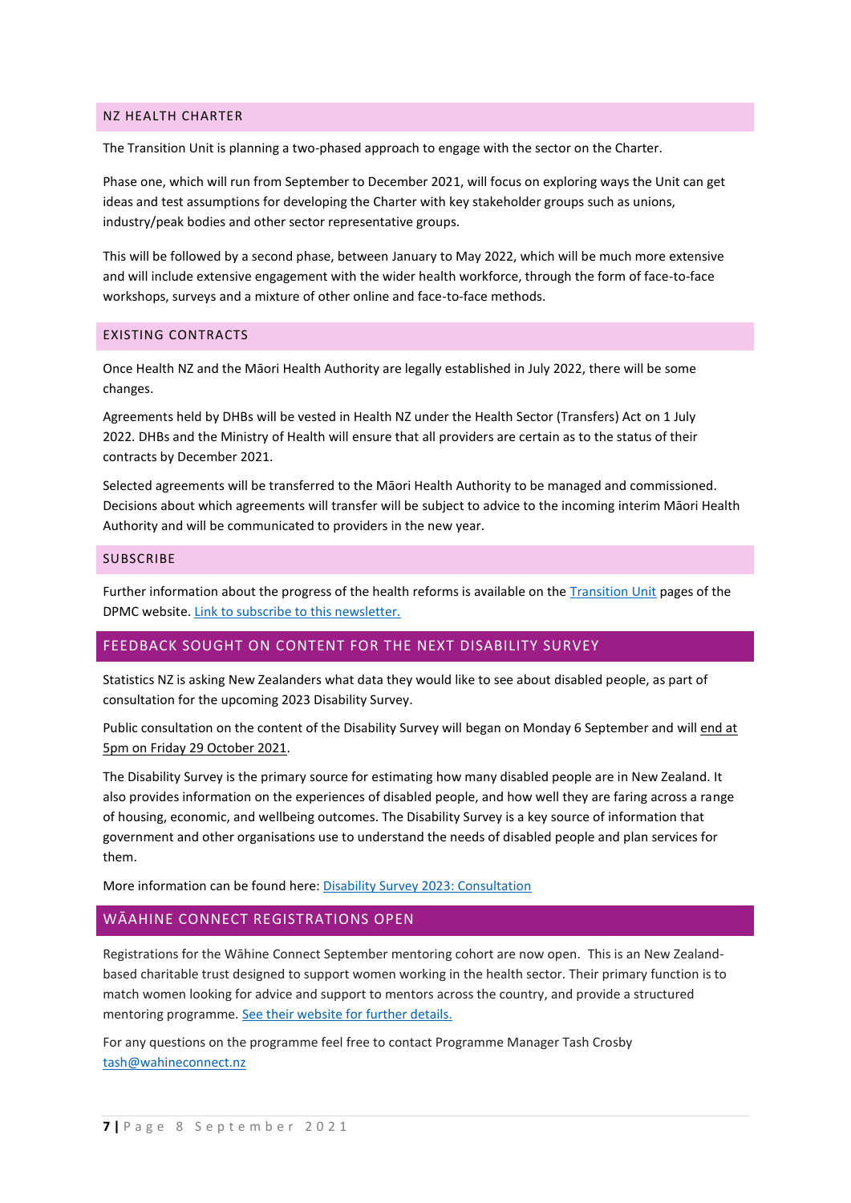### NZ HEALTH CHARTER

The Transition Unit is planning a two-phased approach to engage with the sector on the Charter.

Phase one, which will run from September to December 2021, will focus on exploring ways the Unit can get ideas and test assumptions for developing the Charter with key stakeholder groups such as unions, industry/peak bodies and other sector representative groups.

This will be followed by a second phase, between January to May 2022, which will be much more extensive and will include extensive engagement with the wider health workforce, through the form of face-to-face workshops, surveys and a mixture of other online and face-to-face methods.

### EXISTING CONTRACTS

Once Health NZ and the Māori Health Authority are legally established in July 2022, there will be some changes.

Agreements held by DHBs will be vested in Health NZ under the Health Sector (Transfers) Act on 1 July 2022. DHBs and the Ministry of Health will ensure that all providers are certain as to the status of their contracts by December 2021.

Selected agreements will be transferred to the Māori Health Authority to be managed and commissioned. Decisions about which agreements will transfer will be subject to advice to the incoming interim Māori Health Authority and will be communicated to providers in the new year.

### SUBSCRIBE

Further information about the progress of the health reforms is available on the Transition Unit pages of the DPMC website. Link to subscribe to this newsletter.

## FEEDBACK SOUGHT ON CONTENT FOR THE NEXT DISABILITY SURVEY

Statistics NZ is asking New Zealanders what data they would like to see about disabled people, as part of consultation for the upcoming 2023 Disability Survey.

Public consultation on the content of the Disability Survey will began on Monday 6 September and will end at 5pm on Friday 29 October 2021.

The Disability Survey is the primary source for estimating how many disabled people are in New Zealand. It also provides information on the experiences of disabled people, and how well they are faring across a range of housing, economic, and wellbeing outcomes. The Disability Survey is a key source of information that government and other organisations use to understand the needs of disabled people and plan services for them.

More information can be found here: Disability Survey 2023: Consultation

## WĀAHINE CONNECT REGISTRATIONS OPEN

Registrations for the Wāhine Connect September mentoring cohort are now open. This is an New Zealand-based charitable trust designed to support women working in the health sector. Their primary function is to match women looking for advice and support to mentors across the country, and provide a structured mentoring programme. See their website for further details.

For any questions on the programme feel free to contact Programme Manager Tash Crosby tash@wahineconnect.nz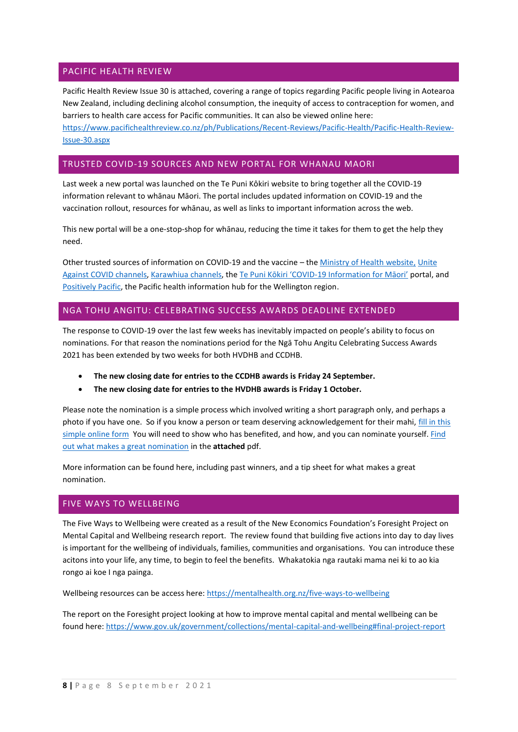## PACIFIC HEALTH REVIEW

Pacific Health Review Issue 30 is attached, covering a range of topics regarding Pacific people living in Aotearoa New Zealand, including declining alcohol consumption, the inequity of access to contraception for women, and barriers to health care access for Pacific communities. It can also be viewed online here: https://www.pacifichealthreview.co.nz/ph/Publications/Recent-Reviews/Pacific-Health/Pacific-Health-Review-Issue-30.aspx

## TRUSTED COVID-19 SOURCES AND NEW PORTAL FOR WHANAU MAORI

Last week a new portal was launched on the Te Puni Kôkiri website to bring together all the COVID-19 information relevant to whānau Māori. The portal includes updated information on COVID-19 and the vaccination rollout, resources for whānau, as well as links to important information across the web.

This new portal will be a one-stop-shop for whānau, reducing the time it takes for them to get the help they need.

Other trusted sources of information on COVID-19 and the vaccine – the Ministry of Health website, Unite Against COVID channels, Karawhiua channels, the Te Puni Kōkiri 'COVID-19 Information for Māori' portal, and Positively Pacific, the Pacific health information hub for the Wellington region.

## NGA TOHU ANGITU: CELEBRATING SUCCESS AWARDS DEADLINE EXTENDED

The response to COVID-19 over the last few weeks has inevitably impacted on people's ability to focus on nominations. For that reason the nominations period for the Ngā Tohu Angitu Celebrating Success Awards 2021 has been extended by two weeks for both HVDHB and CCDHB.

- **The new closing date for entries to the CCDHB awards is Friday 24 September.**
- **The new closing date for entries to the HVDHB awards is Friday 1 October.**

Please note the nomination is a simple process which involved writing a short paragraph only, and perhaps a photo if you have one. So if you know a person or team deserving acknowledgement for their mahi, fill in this simple online form You will need to show who has benefited, and how, and you can nominate yourself. Find out what makes a great nomination in the **attached** pdf.

More information can be found here, including past winners, and a tip sheet for what makes a great nomination.

## FIVE WAYS TO WELLBEING

The Five Ways to Wellbeing were created as a result of the New Economics Foundation's Foresight Project on Mental Capital and Wellbeing research report. The review found that building five actions into day to day lives is important for the wellbeing of individuals, families, communities and organisations. You can introduce these acitons into your life, any time, to begin to feel the benefits. Whakatokia nga rautaki mama nei ki to ao kia rongo ai koe I nga painga.

Wellbeing resources can be access here: https://mentalhealth.org.nz/five-ways-to-wellbeing

The report on the Foresight project looking at how to improve mental capital and mental wellbeing can be found here: https://www.gov.uk/government/collections/mental-capital-and-wellbeing#final-project-report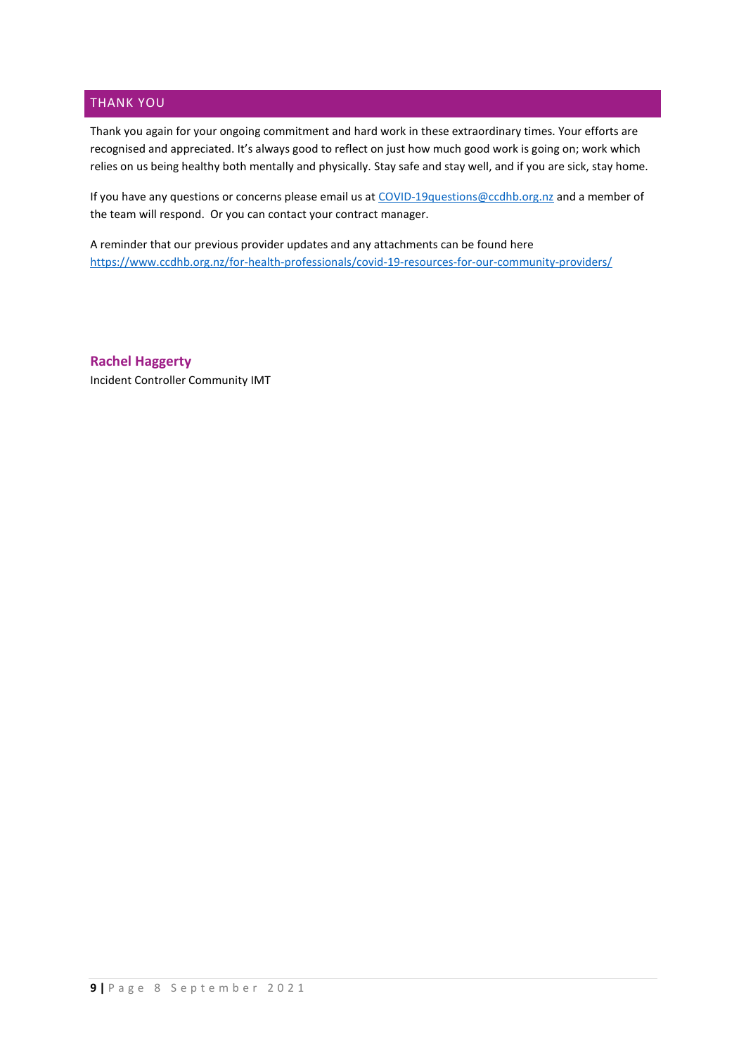## THANK YOU

Thank you again for your ongoing commitment and hard work in these extraordinary times. Your efforts are recognised and appreciated. It's always good to reflect on just how much good work is going on; work which relies on us being healthy both mentally and physically. Stay safe and stay well, and if you are sick, stay home.

If you have any questions or concerns please email us at [COVID-19questions@ccdhb.org.nz](mailto:COVID-19questions@ccdhb.org.nz) and a member of the team will respond. Or you can contact your contract manager.

A reminder that our previous provider updates and any attachments can be found here [https://www.ccdhb.org.nz/for-health-professionals/covid-19-resources-for-our-community-providers/](https://www.ccdhb.org.nz/for-health-professionals/covid-19-resources-for-our-community-providers/)

**Rachel Haggerty**
Incident Controller Community IMT